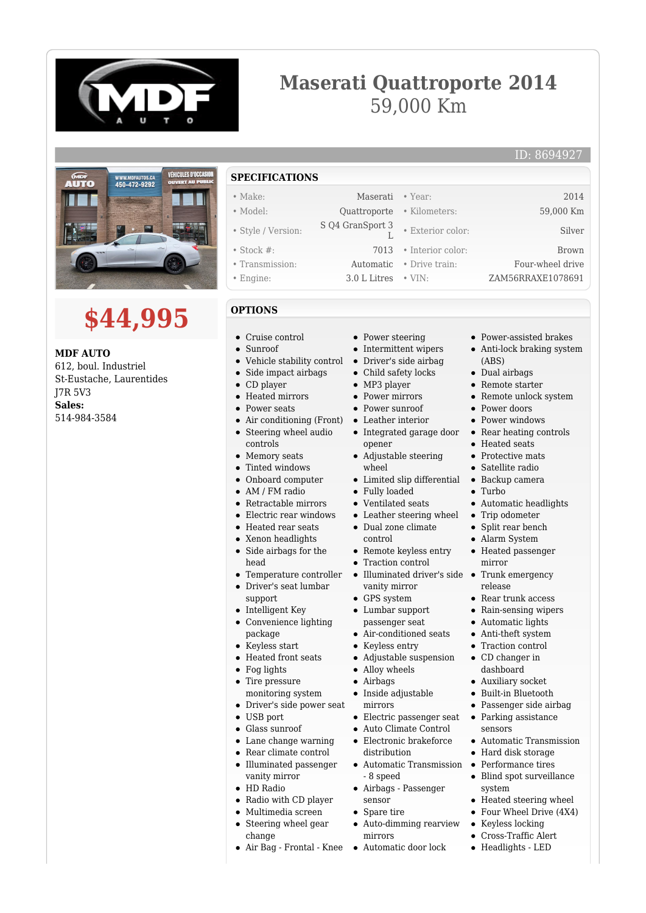# Maserati Quattroporte 2014

59,000 Km

ID: 8694927

## $44,995

**MDF AUTO**
612, boul. Industriel
St-Eustache, Laurentides
J7R 5V3
**Sales:**
514-984-3584

## SPECIFICATIONS

| | | | |
|---|---|---|---|
| Make: | Maserati | Year: | 2014 |
| Model: | Quattroporte | Kilometers: | 59,000 Km |
| Style / Version: | S Q4 GranSport 3 L | Exterior color: | Silver |
| Stock #: | 7013 | Interior color: | Brown |
| Transmission: | Automatic | Drive train: | Four-wheel drive |
| Engine: | 3.0 L Litres | VIN: | ZAM56RRAXE1078691 |

## OPTIONS

- Cruise control
- Sunroof
- Vehicle stability control
- Side impact airbags
- CD player
- Heated mirrors
- Power seats
- Air conditioning (Front)
- Steering wheel audio controls
- Memory seats
- Tinted windows
- Onboard computer
- AM / FM radio
- Retractable mirrors
- Electric rear windows
- Heated rear seats
- Xenon headlights
- Side airbags for the head
- Temperature controller
- Driver's seat lumbar support
- Intelligent Key
- Convenience lighting package
- Keyless start
- Heated front seats
- Fog lights
- Tire pressure monitoring system
- Driver's side power seat
- USB port
- Glass sunroof
- Lane change warning
- Rear climate control
- Illuminated passenger vanity mirror
- HD Radio
- Radio with CD player
- Multimedia screen
- Steering wheel gear change
- Air Bag - Frontal - Knee
- Power steering
- Intermittent wipers
- Driver's side airbag
- Child safety locks
- MP3 player
- Power mirrors
- Power sunroof
- Leather interior
- Integrated garage door opener
- Adjustable steering wheel
- Limited slip differential
- Fully loaded
- Ventilated seats
- Leather steering wheel
- Dual zone climate control
- Remote keyless entry
- Traction control
- Illuminated driver's side vanity mirror
- GPS system
- Lumbar support passenger seat
- Air-conditioned seats
- Keyless entry
- Adjustable suspension
- Alloy wheels
- Airbags
- Inside adjustable mirrors
- Electric passenger seat
- Auto Climate Control
- Electronic brakeforce distribution
- Automatic Transmission - 8 speed
- Airbags - Passenger sensor
- Spare tire
- Auto-dimming rearview mirrors
- Automatic door lock
- Power-assisted brakes
- Anti-lock braking system (ABS)
- Dual airbags
- Remote starter
- Remote unlock system
- Power doors
- Power windows
- Rear heating controls
- Heated seats
- Protective mats
- Satellite radio
- Backup camera
- Turbo
- Automatic headlights
- Trip odometer
- Split rear bench
- Alarm System
- Heated passenger mirror
- Trunk emergency release
- Rear trunk access
- Rain-sensing wipers
- Automatic lights
- Anti-theft system
- Traction control
- CD changer in dashboard
- Auxiliary socket
- Built-in Bluetooth
- Passenger side airbag
- Parking assistance sensors
- Automatic Transmission
- Hard disk storage
- Performance tires
- Blind spot surveillance system
- Heated steering wheel
- Four Wheel Drive (4X4)
- Keyless locking
- Cross-Traffic Alert
- Headlights - LED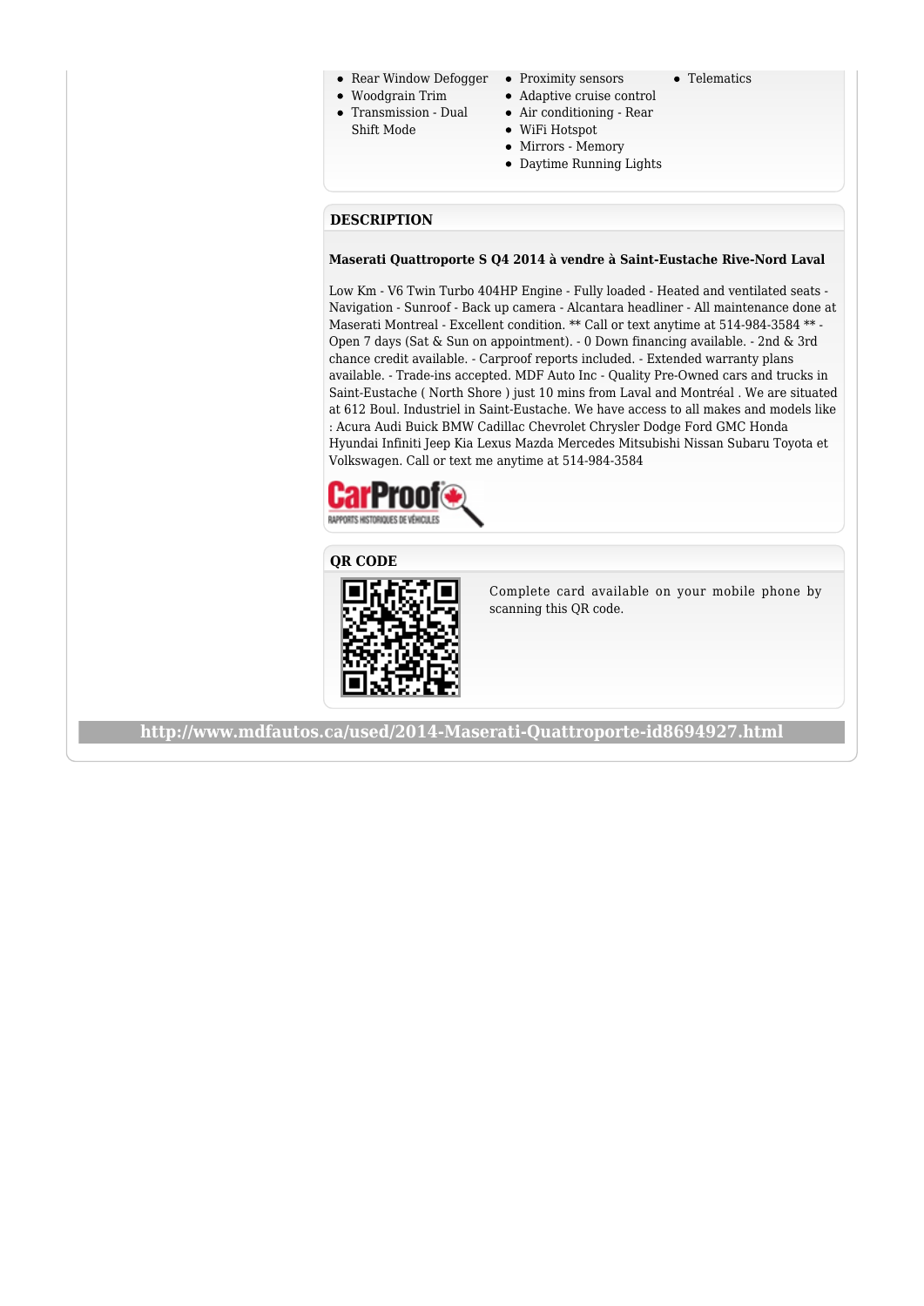- Rear Window Defogger
- Woodgrain Trim
- Transmission - Dual Shift Mode
- Proximity sensors
- Adaptive cruise control
- Air conditioning - Rear
- WiFi Hotspot
- Mirrors - Memory
- Daytime Running Lights
- Telematics

## DESCRIPTION

**Maserati Quattroporte S Q4 2014 à vendre à Saint-Eustache Rive-Nord Laval**

Low Km - V6 Twin Turbo 404HP Engine - Fully loaded - Heated and ventilated seats - Navigation - Sunroof - Back up camera - Alcantara headliner - All maintenance done at Maserati Montreal - Excellent condition. ** Call or text anytime at 514-984-3584 ** - Open 7 days (Sat & Sun on appointment). - 0 Down financing available. - 2nd & 3rd chance credit available. - Carproof reports included. - Extended warranty plans available. - Trade-ins accepted. MDF Auto Inc - Quality Pre-Owned cars and trucks in Saint-Eustache ( North Shore ) just 10 mins from Laval and Montréal . We are situated at 612 Boul. Industriel in Saint-Eustache. We have access to all makes and models like : Acura Audi Buick BMW Cadillac Chevrolet Chrysler Dodge Ford GMC Honda Hyundai Infiniti Jeep Kia Lexus Mazda Mercedes Mitsubishi Nissan Subaru Toyota et Volkswagen. Call or text me anytime at 514-984-3584

CarProof
RAPPORTS HISTORIQUES DE VÉHICULES

## QR CODE

Complete card available on your mobile phone by scanning this QR code.

**http://www.mdfautos.ca/used/2014-Maserati-Quattroporte-id8694927.html**